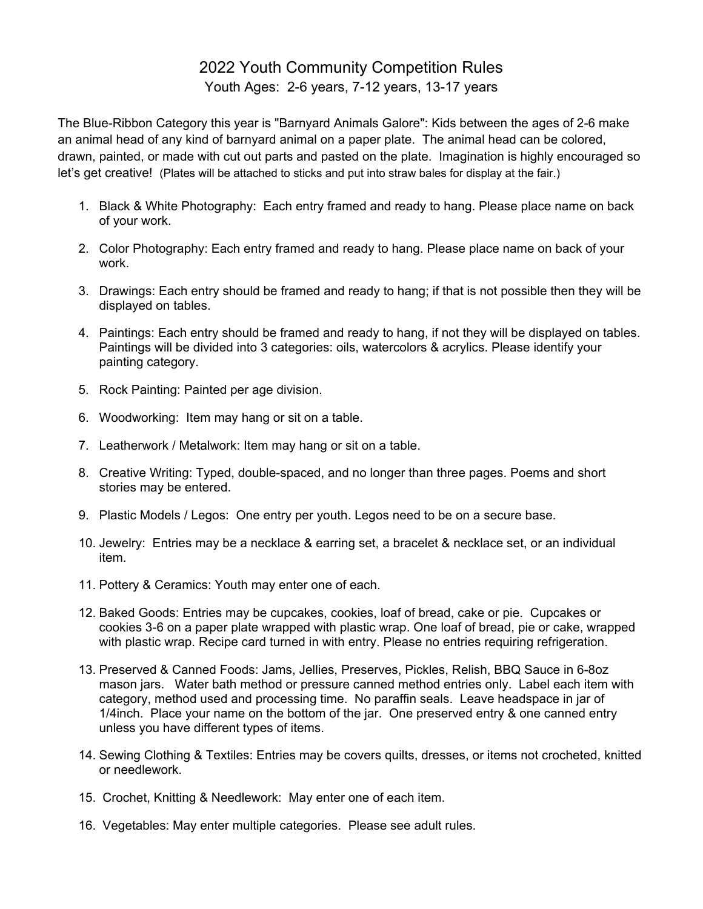# 2022 Youth Community Competition Rules

Youth Ages: 2-6 years, 7-12 years, 13-17 years

The Blue-Ribbon Category this year is "Barnyard Animals Galore": Kids between the ages of 2-6 make an animal head of any kind of barnyard animal on a paper plate. The animal head can be colored, drawn, painted, or made with cut out parts and pasted on the plate. Imagination is highly encouraged so let's get creative! (Plates will be attached to sticks and put into straw bales for display at the fair.)

1. Black & White Photography: Each entry framed and ready to hang. Please place name on back of your work.
2. Color Photography: Each entry framed and ready to hang. Please place name on back of your work.
3. Drawings: Each entry should be framed and ready to hang; if that is not possible then they will be displayed on tables.
4. Paintings: Each entry should be framed and ready to hang, if not they will be displayed on tables. Paintings will be divided into 3 categories: oils, watercolors & acrylics. Please identify your painting category.
5. Rock Painting: Painted per age division.
6. Woodworking: Item may hang or sit on a table.
7. Leatherwork / Metalwork: Item may hang or sit on a table.
8. Creative Writing: Typed, double-spaced, and no longer than three pages. Poems and short stories may be entered.
9. Plastic Models / Legos: One entry per youth. Legos need to be on a secure base.
10. Jewelry: Entries may be a necklace & earring set, a bracelet & necklace set, or an individual item.
11. Pottery & Ceramics: Youth may enter one of each.
12. Baked Goods: Entries may be cupcakes, cookies, loaf of bread, cake or pie. Cupcakes or cookies 3-6 on a paper plate wrapped with plastic wrap. One loaf of bread, pie or cake, wrapped with plastic wrap. Recipe card turned in with entry. Please no entries requiring refrigeration.
13. Preserved & Canned Foods: Jams, Jellies, Preserves, Pickles, Relish, BBQ Sauce in 6-8oz mason jars. Water bath method or pressure canned method entries only. Label each item with category, method used and processing time. No paraffin seals. Leave headspace in jar of 1/4inch. Place your name on the bottom of the jar. One preserved entry & one canned entry unless you have different types of items.
14. Sewing Clothing & Textiles: Entries may be covers quilts, dresses, or items not crocheted, knitted or needlework.
15. Crochet, Knitting & Needlework: May enter one of each item.
16. Vegetables: May enter multiple categories. Please see adult rules.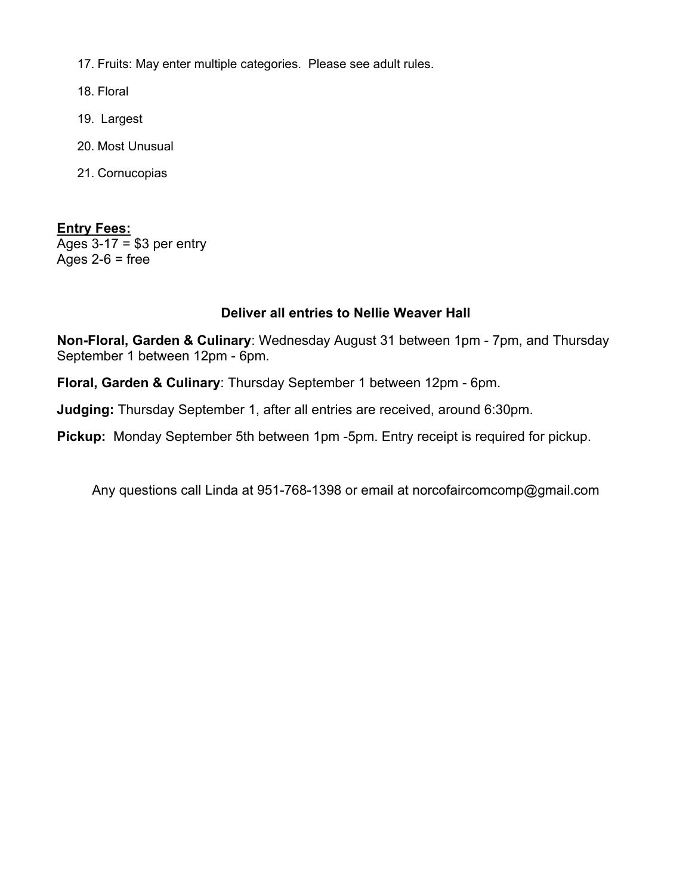17. Fruits: May enter multiple categories. Please see adult rules.
18. Floral
19. Largest
20. Most Unusual
21. Cornucopias

**Entry Fees:**
Ages 3-17 = $3 per entry
Ages 2-6 = free

**Deliver all entries to Nellie Weaver Hall**

**Non-Floral, Garden & Culinary**: Wednesday August 31 between 1pm - 7pm, and Thursday September 1 between 12pm - 6pm.

**Floral, Garden & Culinary**: Thursday September 1 between 12pm - 6pm.

**Judging:** Thursday September 1, after all entries are received, around 6:30pm.

**Pickup:** Monday September 5th between 1pm -5pm. Entry receipt is required for pickup.

Any questions call Linda at 951-768-1398 or email at norcofaircomcomp@gmail.com